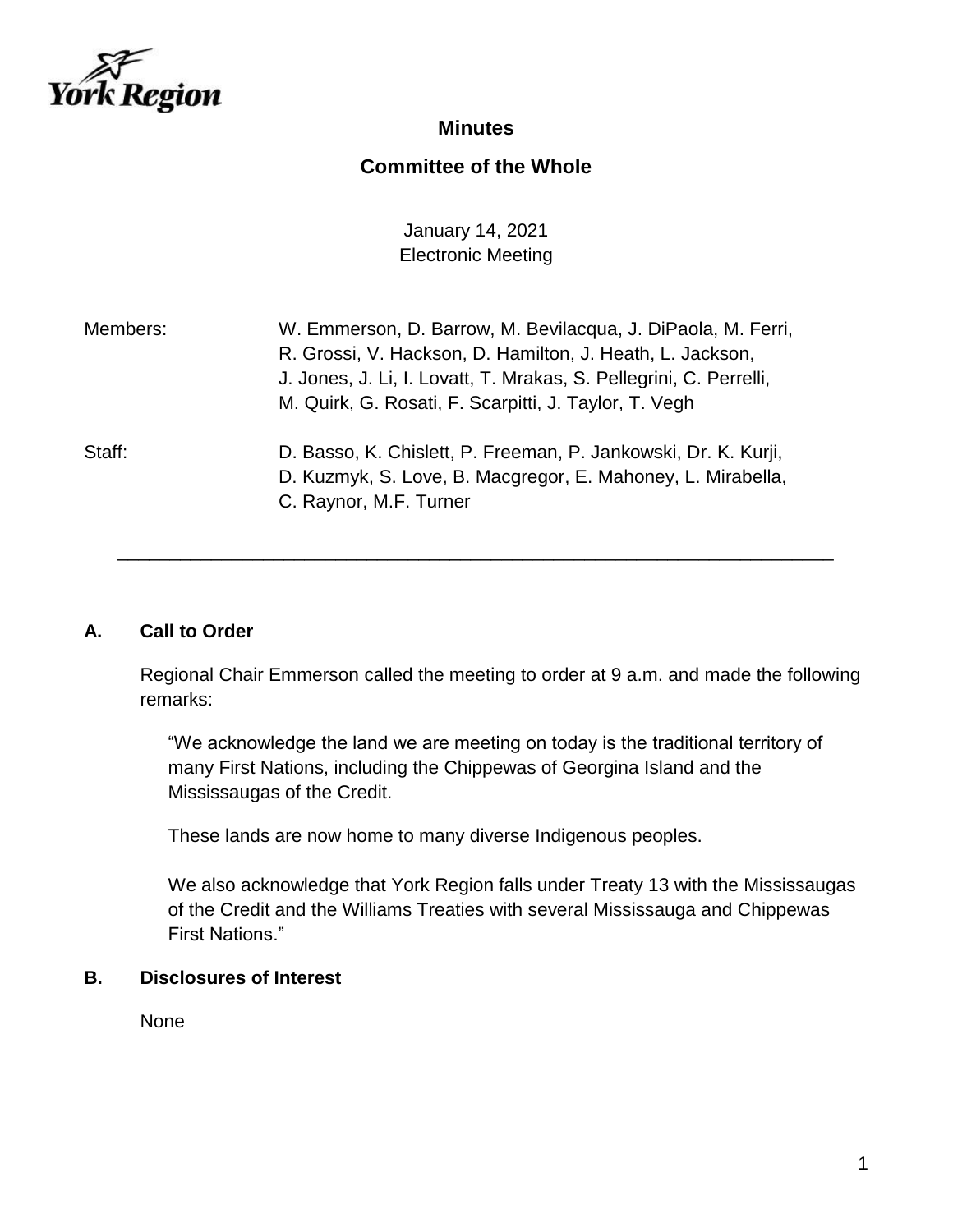York Region

# Minutes

## Committee of the Whole

January 14, 2021
Electronic Meeting

| | |
|---|---|
| Members: | W. Emmerson, D. Barrow, M. Bevilacqua, J. DiPaola, M. Ferri, R. Grossi, V. Hackson, D. Hamilton, J. Heath, L. Jackson, J. Jones, J. Li, I. Lovatt, T. Mrakas, S. Pellegrini, C. Perrelli, M. Quirk, G. Rosati, F. Scarpitti, J. Taylor, T. Vegh |
| Staff: | D. Basso, K. Chislett, P. Freeman, P. Jankowski, Dr. K. Kurji, D. Kuzmyk, S. Love, B. Macgregor, E. Mahoney, L. Mirabella, C. Raynor, M.F. Turner |

---

### A. Call to Order

Regional Chair Emmerson called the meeting to order at 9 a.m. and made the following remarks:

> "We acknowledge the land we are meeting on today is the traditional territory of many First Nations, including the Chippewas of Georgina Island and the Mississaugas of the Credit.
>
> These lands are now home to many diverse Indigenous peoples.
>
> We also acknowledge that York Region falls under Treaty 13 with the Mississaugas of the Credit and the Williams Treaties with several Mississauga and Chippewas First Nations."

### B. Disclosures of Interest

None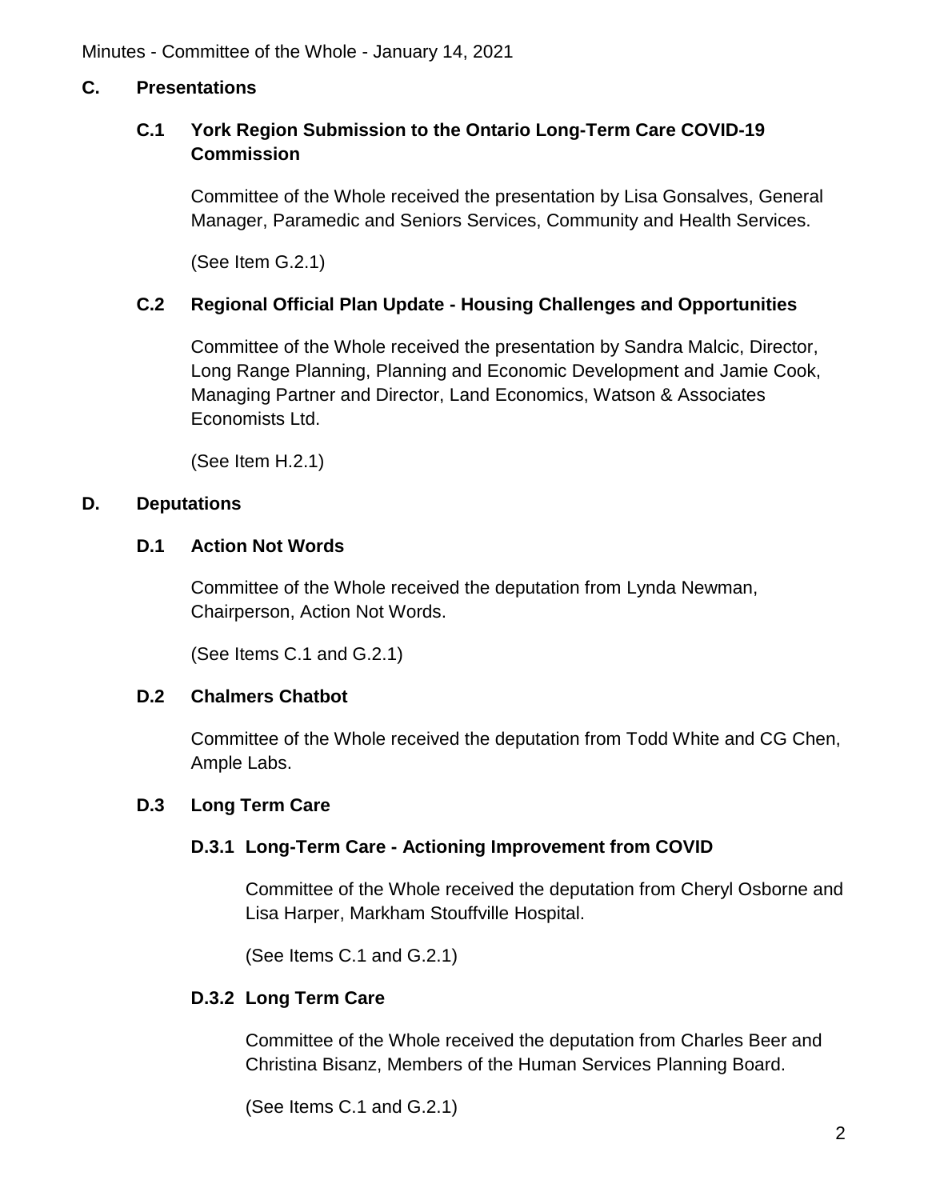## C. Presentations

### C.1 York Region Submission to the Ontario Long-Term Care COVID-19 Commission

Committee of the Whole received the presentation by Lisa Gonsalves, General Manager, Paramedic and Seniors Services, Community and Health Services.

(See Item G.2.1)

### C.2 Regional Official Plan Update - Housing Challenges and Opportunities

Committee of the Whole received the presentation by Sandra Malcic, Director, Long Range Planning, Planning and Economic Development and Jamie Cook, Managing Partner and Director, Land Economics, Watson & Associates Economists Ltd.

(See Item H.2.1)

## D. Deputations

### D.1 Action Not Words

Committee of the Whole received the deputation from Lynda Newman, Chairperson, Action Not Words.

(See Items C.1 and G.2.1)

### D.2 Chalmers Chatbot

Committee of the Whole received the deputation from Todd White and CG Chen, Ample Labs.

### D.3 Long Term Care

#### D.3.1 Long-Term Care - Actioning Improvement from COVID

Committee of the Whole received the deputation from Cheryl Osborne and Lisa Harper, Markham Stouffville Hospital.

(See Items C.1 and G.2.1)

#### D.3.2 Long Term Care

Committee of the Whole received the deputation from Charles Beer and Christina Bisanz, Members of the Human Services Planning Board.

(See Items C.1 and G.2.1)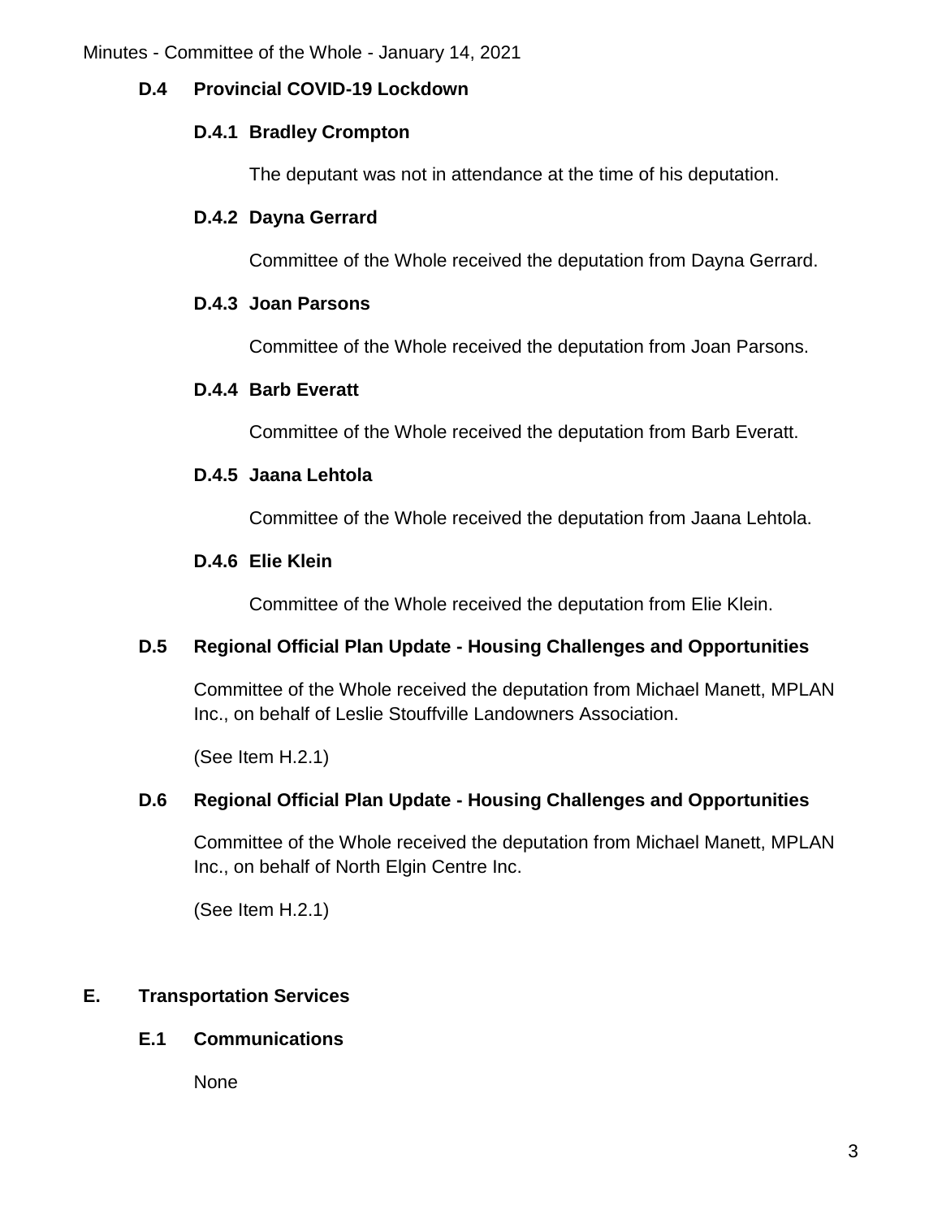### D.4 Provincial COVID-19 Lockdown

#### D.4.1 Bradley Crompton

The deputant was not in attendance at the time of his deputation.

#### D.4.2 Dayna Gerrard

Committee of the Whole received the deputation from Dayna Gerrard.

#### D.4.3 Joan Parsons

Committee of the Whole received the deputation from Joan Parsons.

#### D.4.4 Barb Everatt

Committee of the Whole received the deputation from Barb Everatt.

#### D.4.5 Jaana Lehtola

Committee of the Whole received the deputation from Jaana Lehtola.

#### D.4.6 Elie Klein

Committee of the Whole received the deputation from Elie Klein.

### D.5 Regional Official Plan Update - Housing Challenges and Opportunities

Committee of the Whole received the deputation from Michael Manett, MPLAN Inc., on behalf of Leslie Stouffville Landowners Association.

(See Item H.2.1)

### D.6 Regional Official Plan Update - Housing Challenges and Opportunities

Committee of the Whole received the deputation from Michael Manett, MPLAN Inc., on behalf of North Elgin Centre Inc.

(See Item H.2.1)

## E. Transportation Services

### E.1 Communications

None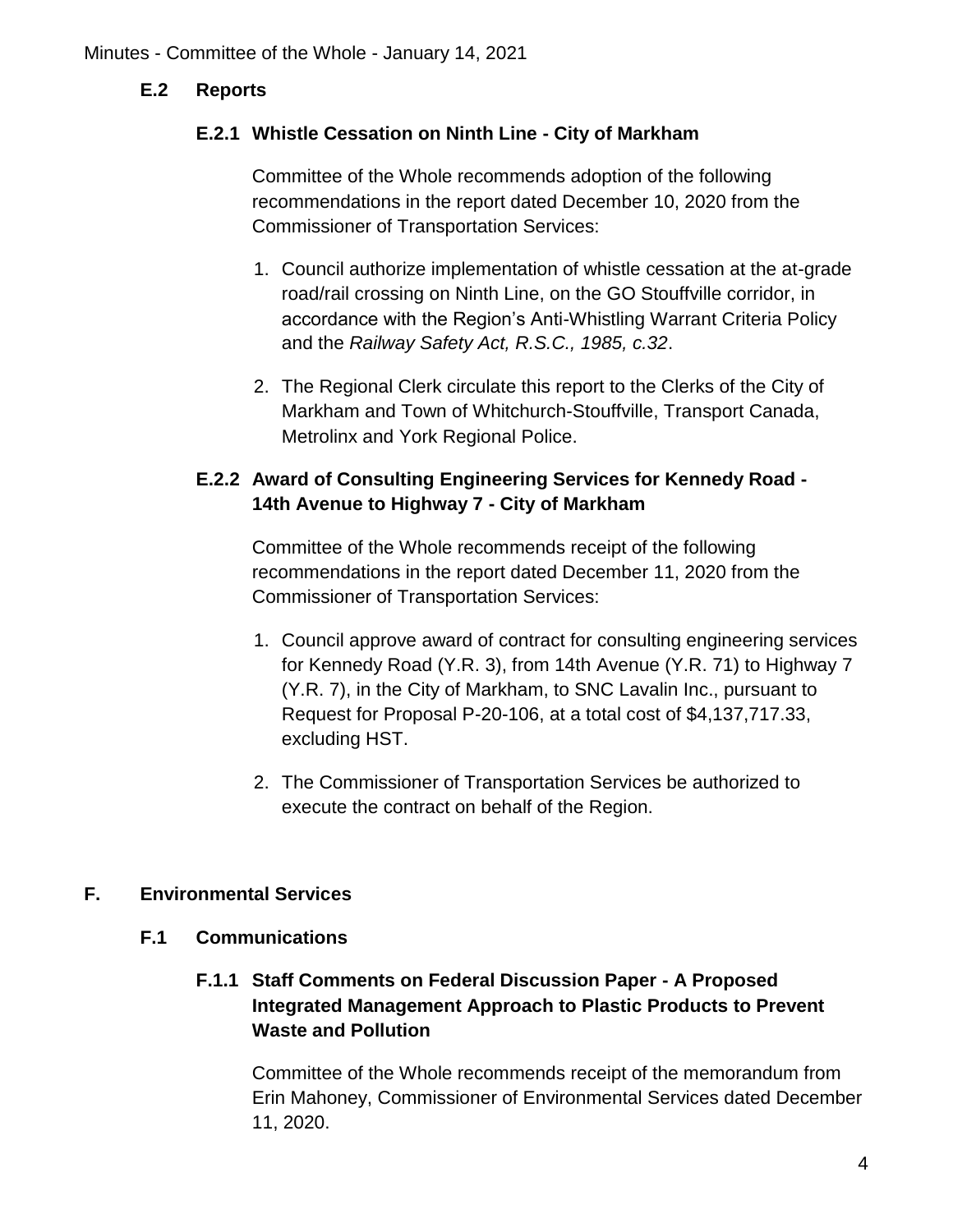### E.2 Reports

#### E.2.1 Whistle Cessation on Ninth Line - City of Markham

Committee of the Whole recommends adoption of the following recommendations in the report dated December 10, 2020 from the Commissioner of Transportation Services:

1. Council authorize implementation of whistle cessation at the at-grade road/rail crossing on Ninth Line, on the GO Stouffville corridor, in accordance with the Region's Anti-Whistling Warrant Criteria Policy and the *Railway Safety Act, R.S.C., 1985, c.32*.
2. The Regional Clerk circulate this report to the Clerks of the City of Markham and Town of Whitchurch-Stouffville, Transport Canada, Metrolinx and York Regional Police.

#### E.2.2 Award of Consulting Engineering Services for Kennedy Road - 14th Avenue to Highway 7 - City of Markham

Committee of the Whole recommends receipt of the following recommendations in the report dated December 11, 2020 from the Commissioner of Transportation Services:

1. Council approve award of contract for consulting engineering services for Kennedy Road (Y.R. 3), from 14th Avenue (Y.R. 71) to Highway 7 (Y.R. 7), in the City of Markham, to SNC Lavalin Inc., pursuant to Request for Proposal P-20-106, at a total cost of $4,137,717.33, excluding HST.
2. The Commissioner of Transportation Services be authorized to execute the contract on behalf of the Region.

## F. Environmental Services

### F.1 Communications

#### F.1.1 Staff Comments on Federal Discussion Paper - A Proposed Integrated Management Approach to Plastic Products to Prevent Waste and Pollution

Committee of the Whole recommends receipt of the memorandum from Erin Mahoney, Commissioner of Environmental Services dated December 11, 2020.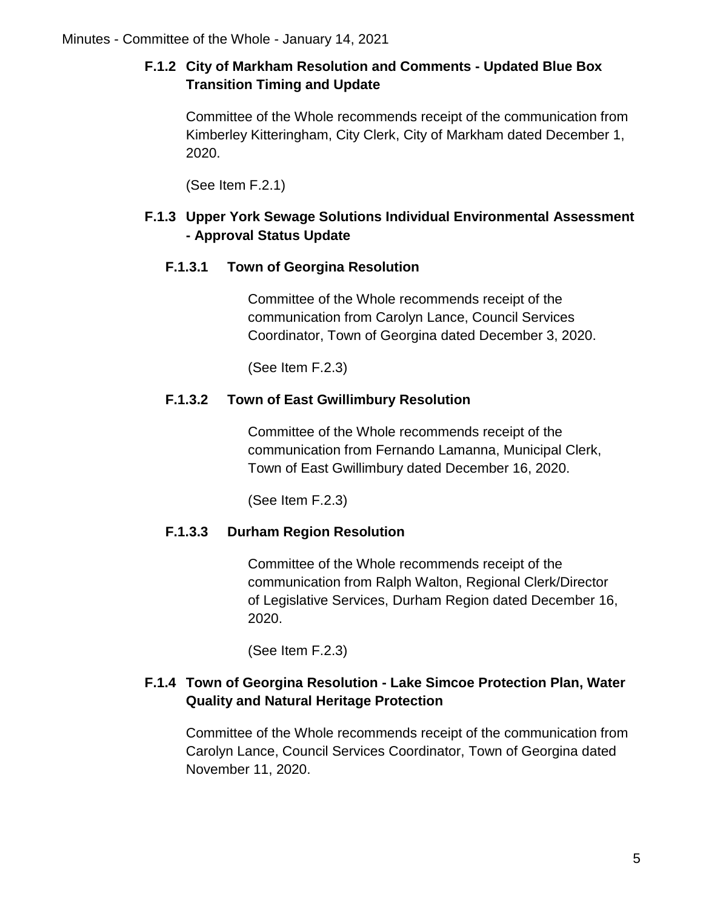### F.1.2 City of Markham Resolution and Comments - Updated Blue Box Transition Timing and Update

Committee of the Whole recommends receipt of the communication from Kimberley Kitteringham, City Clerk, City of Markham dated December 1, 2020.

(See Item F.2.1)

### F.1.3 Upper York Sewage Solutions Individual Environmental Assessment - Approval Status Update

#### F.1.3.1 Town of Georgina Resolution

Committee of the Whole recommends receipt of the communication from Carolyn Lance, Council Services Coordinator, Town of Georgina dated December 3, 2020.

(See Item F.2.3)

#### F.1.3.2 Town of East Gwillimbury Resolution

Committee of the Whole recommends receipt of the communication from Fernando Lamanna, Municipal Clerk, Town of East Gwillimbury dated December 16, 2020.

(See Item F.2.3)

#### F.1.3.3 Durham Region Resolution

Committee of the Whole recommends receipt of the communication from Ralph Walton, Regional Clerk/Director of Legislative Services, Durham Region dated December 16, 2020.

(See Item F.2.3)

### F.1.4 Town of Georgina Resolution - Lake Simcoe Protection Plan, Water Quality and Natural Heritage Protection

Committee of the Whole recommends receipt of the communication from Carolyn Lance, Council Services Coordinator, Town of Georgina dated November 11, 2020.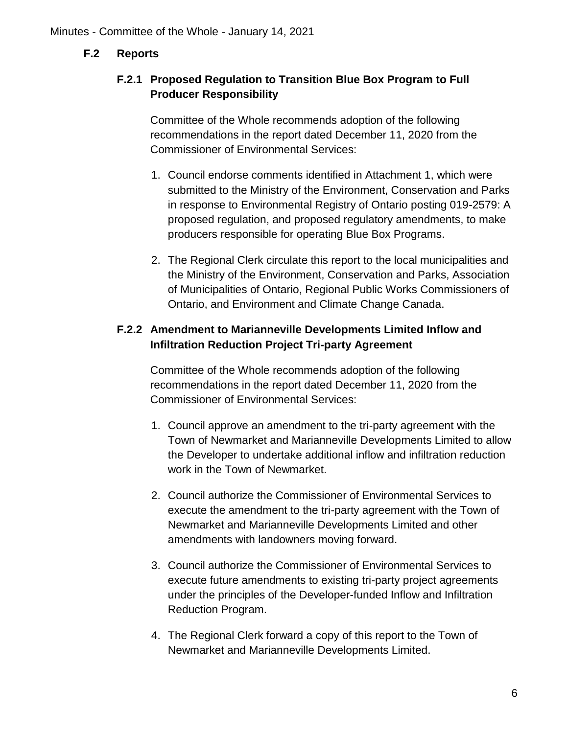## F.2 Reports

### F.2.1 Proposed Regulation to Transition Blue Box Program to Full Producer Responsibility

Committee of the Whole recommends adoption of the following recommendations in the report dated December 11, 2020 from the Commissioner of Environmental Services:

1. Council endorse comments identified in Attachment 1, which were submitted to the Ministry of the Environment, Conservation and Parks in response to Environmental Registry of Ontario posting 019-2579: A proposed regulation, and proposed regulatory amendments, to make producers responsible for operating Blue Box Programs.
2. The Regional Clerk circulate this report to the local municipalities and the Ministry of the Environment, Conservation and Parks, Association of Municipalities of Ontario, Regional Public Works Commissioners of Ontario, and Environment and Climate Change Canada.

### F.2.2 Amendment to Marianneville Developments Limited Inflow and Infiltration Reduction Project Tri-party Agreement

Committee of the Whole recommends adoption of the following recommendations in the report dated December 11, 2020 from the Commissioner of Environmental Services:

1. Council approve an amendment to the tri-party agreement with the Town of Newmarket and Marianneville Developments Limited to allow the Developer to undertake additional inflow and infiltration reduction work in the Town of Newmarket.
2. Council authorize the Commissioner of Environmental Services to execute the amendment to the tri-party agreement with the Town of Newmarket and Marianneville Developments Limited and other amendments with landowners moving forward.
3. Council authorize the Commissioner of Environmental Services to execute future amendments to existing tri-party project agreements under the principles of the Developer-funded Inflow and Infiltration Reduction Program.
4. The Regional Clerk forward a copy of this report to the Town of Newmarket and Marianneville Developments Limited.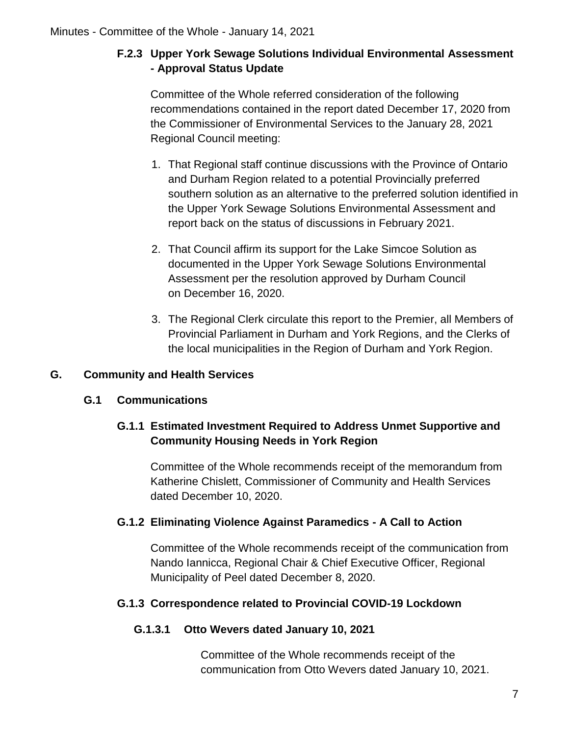#### F.2.3 Upper York Sewage Solutions Individual Environmental Assessment - Approval Status Update

Committee of the Whole referred consideration of the following recommendations contained in the report dated December 17, 2020 from the Commissioner of Environmental Services to the January 28, 2021 Regional Council meeting:

1. That Regional staff continue discussions with the Province of Ontario and Durham Region related to a potential Provincially preferred southern solution as an alternative to the preferred solution identified in the Upper York Sewage Solutions Environmental Assessment and report back on the status of discussions in February 2021.
2. That Council affirm its support for the Lake Simcoe Solution as documented in the Upper York Sewage Solutions Environmental Assessment per the resolution approved by Durham Council on December 16, 2020.
3. The Regional Clerk circulate this report to the Premier, all Members of Provincial Parliament in Durham and York Regions, and the Clerks of the local municipalities in the Region of Durham and York Region.

## G. Community and Health Services

### G.1 Communications

#### G.1.1 Estimated Investment Required to Address Unmet Supportive and Community Housing Needs in York Region

Committee of the Whole recommends receipt of the memorandum from Katherine Chislett, Commissioner of Community and Health Services dated December 10, 2020.

#### G.1.2 Eliminating Violence Against Paramedics - A Call to Action

Committee of the Whole recommends receipt of the communication from Nando Iannicca, Regional Chair & Chief Executive Officer, Regional Municipality of Peel dated December 8, 2020.

#### G.1.3 Correspondence related to Provincial COVID-19 Lockdown

##### G.1.3.1 Otto Wevers dated January 10, 2021

Committee of the Whole recommends receipt of the communication from Otto Wevers dated January 10, 2021.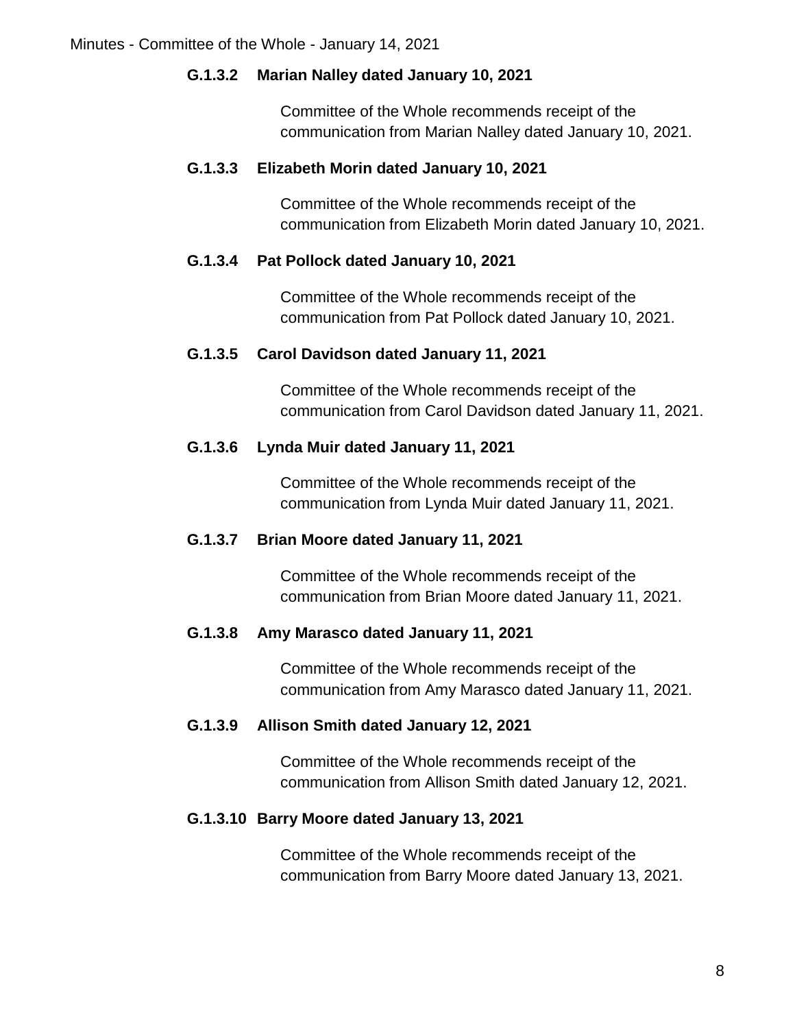#### G.1.3.2 Marian Nalley dated January 10, 2021

Committee of the Whole recommends receipt of the communication from Marian Nalley dated January 10, 2021.

#### G.1.3.3 Elizabeth Morin dated January 10, 2021

Committee of the Whole recommends receipt of the communication from Elizabeth Morin dated January 10, 2021.

#### G.1.3.4 Pat Pollock dated January 10, 2021

Committee of the Whole recommends receipt of the communication from Pat Pollock dated January 10, 2021.

#### G.1.3.5 Carol Davidson dated January 11, 2021

Committee of the Whole recommends receipt of the communication from Carol Davidson dated January 11, 2021.

#### G.1.3.6 Lynda Muir dated January 11, 2021

Committee of the Whole recommends receipt of the communication from Lynda Muir dated January 11, 2021.

#### G.1.3.7 Brian Moore dated January 11, 2021

Committee of the Whole recommends receipt of the communication from Brian Moore dated January 11, 2021.

#### G.1.3.8 Amy Marasco dated January 11, 2021

Committee of the Whole recommends receipt of the communication from Amy Marasco dated January 11, 2021.

#### G.1.3.9 Allison Smith dated January 12, 2021

Committee of the Whole recommends receipt of the communication from Allison Smith dated January 12, 2021.

#### G.1.3.10 Barry Moore dated January 13, 2021

Committee of the Whole recommends receipt of the communication from Barry Moore dated January 13, 2021.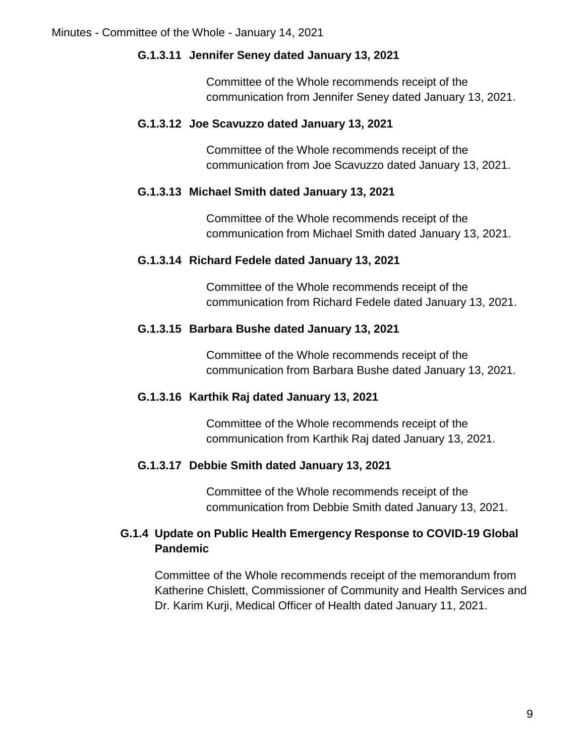#### G.1.3.11 Jennifer Seney dated January 13, 2021

Committee of the Whole recommends receipt of the communication from Jennifer Seney dated January 13, 2021.

#### G.1.3.12 Joe Scavuzzo dated January 13, 2021

Committee of the Whole recommends receipt of the communication from Joe Scavuzzo dated January 13, 2021.

#### G.1.3.13 Michael Smith dated January 13, 2021

Committee of the Whole recommends receipt of the communication from Michael Smith dated January 13, 2021.

#### G.1.3.14 Richard Fedele dated January 13, 2021

Committee of the Whole recommends receipt of the communication from Richard Fedele dated January 13, 2021.

#### G.1.3.15 Barbara Bushe dated January 13, 2021

Committee of the Whole recommends receipt of the communication from Barbara Bushe dated January 13, 2021.

#### G.1.3.16 Karthik Raj dated January 13, 2021

Committee of the Whole recommends receipt of the communication from Karthik Raj dated January 13, 2021.

#### G.1.3.17 Debbie Smith dated January 13, 2021

Committee of the Whole recommends receipt of the communication from Debbie Smith dated January 13, 2021.

### G.1.4 Update on Public Health Emergency Response to COVID-19 Global Pandemic

Committee of the Whole recommends receipt of the memorandum from Katherine Chislett, Commissioner of Community and Health Services and Dr. Karim Kurji, Medical Officer of Health dated January 11, 2021.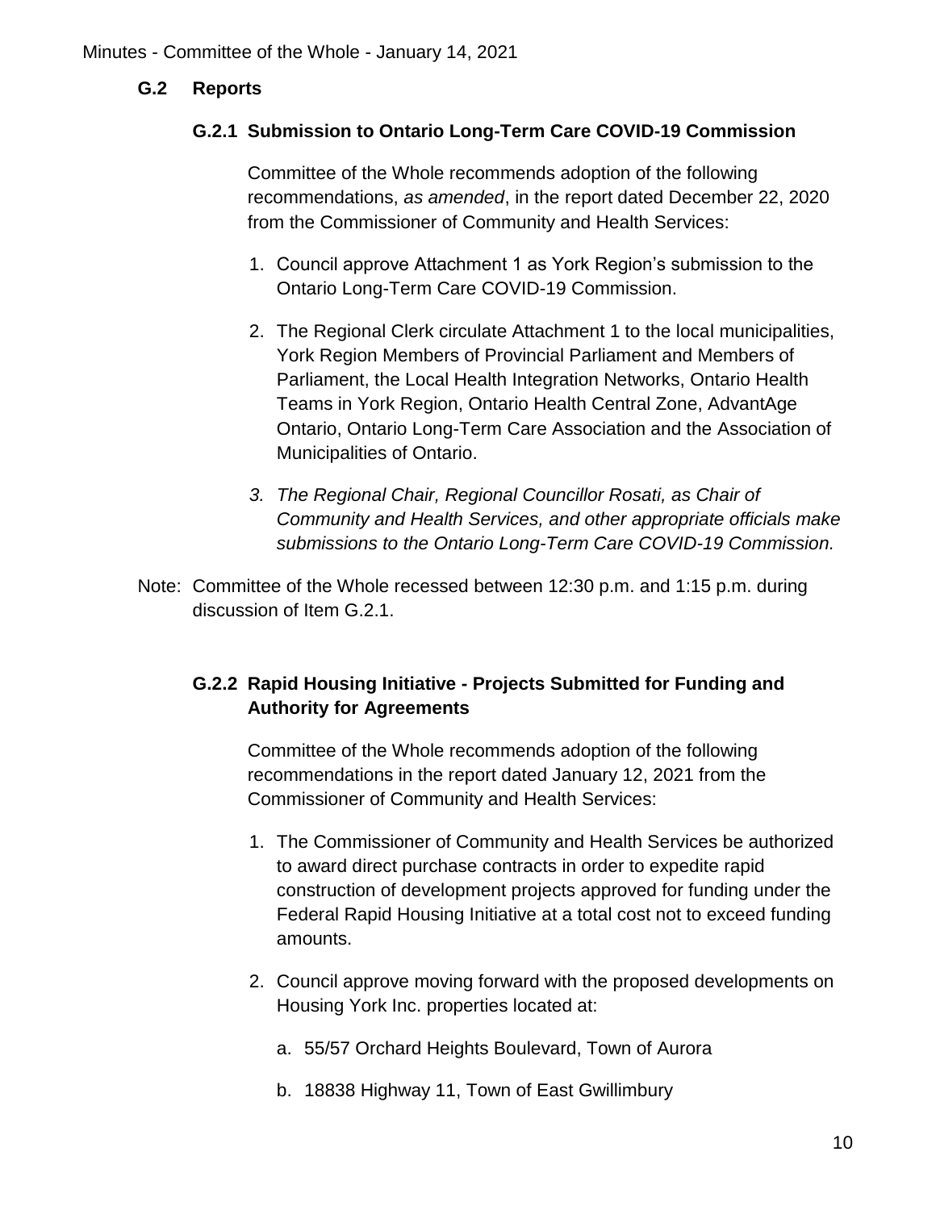## G.2 Reports

### G.2.1 Submission to Ontario Long-Term Care COVID-19 Commission

Committee of the Whole recommends adoption of the following recommendations, *as amended*, in the report dated December 22, 2020 from the Commissioner of Community and Health Services:

1. Council approve Attachment 1 as York Region's submission to the Ontario Long-Term Care COVID-19 Commission.
2. The Regional Clerk circulate Attachment 1 to the local municipalities, York Region Members of Provincial Parliament and Members of Parliament, the Local Health Integration Networks, Ontario Health Teams in York Region, Ontario Health Central Zone, AdvantAge Ontario, Ontario Long-Term Care Association and the Association of Municipalities of Ontario.
3. *The Regional Chair, Regional Councillor Rosati, as Chair of Community and Health Services, and other appropriate officials make submissions to the Ontario Long-Term Care COVID-19 Commission.*

Note: Committee of the Whole recessed between 12:30 p.m. and 1:15 p.m. during discussion of Item G.2.1.

### G.2.2 Rapid Housing Initiative - Projects Submitted for Funding and Authority for Agreements

Committee of the Whole recommends adoption of the following recommendations in the report dated January 12, 2021 from the Commissioner of Community and Health Services:

1. The Commissioner of Community and Health Services be authorized to award direct purchase contracts in order to expedite rapid construction of development projects approved for funding under the Federal Rapid Housing Initiative at a total cost not to exceed funding amounts.
2. Council approve moving forward with the proposed developments on Housing York Inc. properties located at:
   a. 55/57 Orchard Heights Boulevard, Town of Aurora
   b. 18838 Highway 11, Town of East Gwillimbury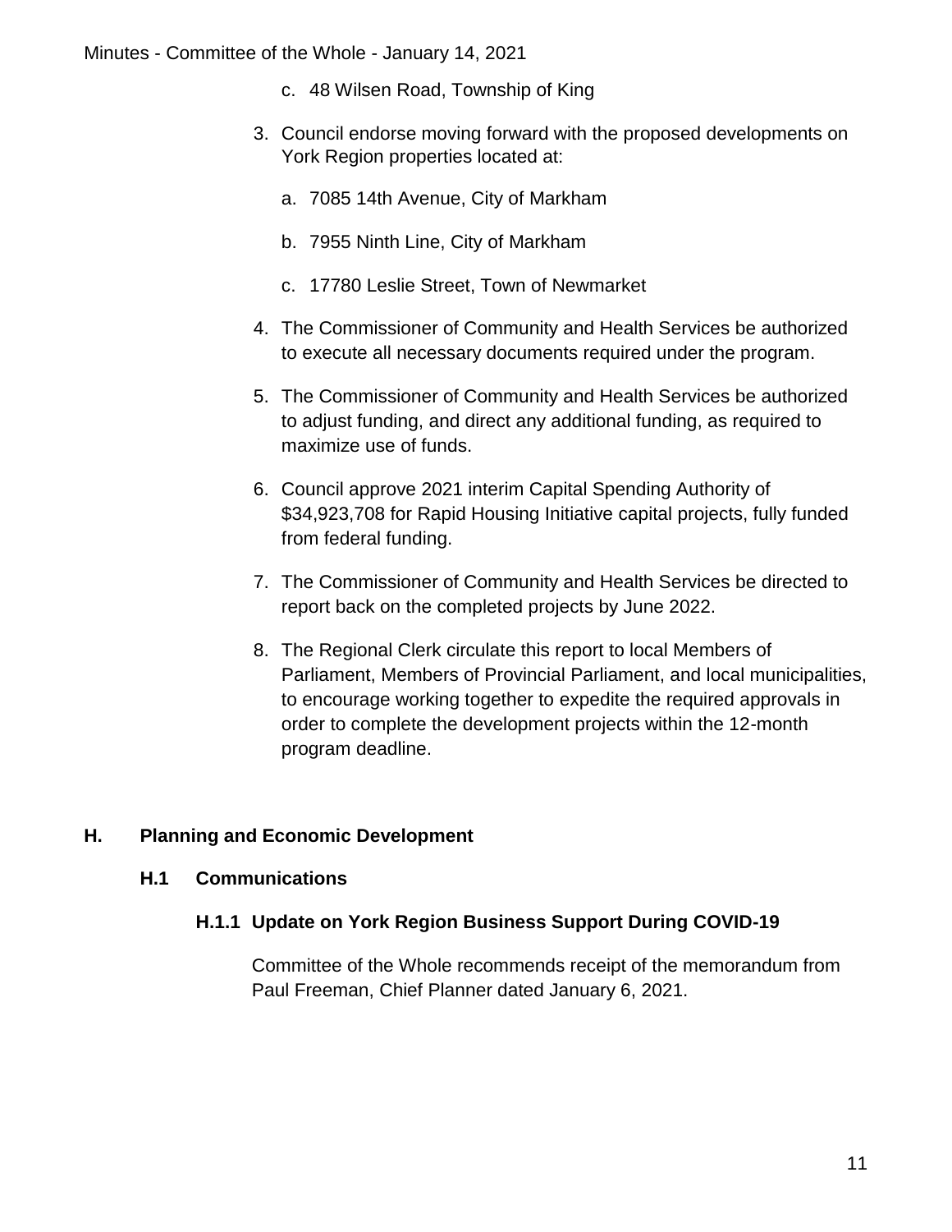c. 48 Wilsen Road, Township of King

3. Council endorse moving forward with the proposed developments on York Region properties located at:

    a. 7085 14th Avenue, City of Markham

    b. 7955 Ninth Line, City of Markham

    c. 17780 Leslie Street, Town of Newmarket

4. The Commissioner of Community and Health Services be authorized to execute all necessary documents required under the program.

5. The Commissioner of Community and Health Services be authorized to adjust funding, and direct any additional funding, as required to maximize use of funds.

6. Council approve 2021 interim Capital Spending Authority of $34,923,708 for Rapid Housing Initiative capital projects, fully funded from federal funding.

7. The Commissioner of Community and Health Services be directed to report back on the completed projects by June 2022.

8. The Regional Clerk circulate this report to local Members of Parliament, Members of Provincial Parliament, and local municipalities, to encourage working together to expedite the required approvals in order to complete the development projects within the 12-month program deadline.

## H. Planning and Economic Development

### H.1 Communications

#### H.1.1 Update on York Region Business Support During COVID-19

Committee of the Whole recommends receipt of the memorandum from Paul Freeman, Chief Planner dated January 6, 2021.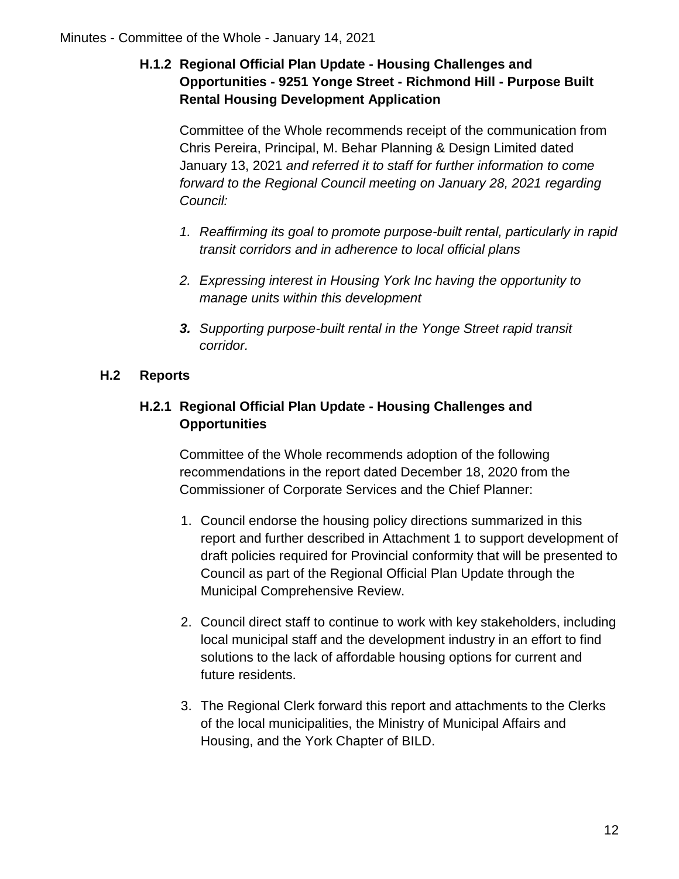### H.1.2 Regional Official Plan Update - Housing Challenges and Opportunities - 9251 Yonge Street - Richmond Hill - Purpose Built Rental Housing Development Application

Committee of the Whole recommends receipt of the communication from Chris Pereira, Principal, M. Behar Planning & Design Limited dated January 13, 2021 *and referred it to staff for further information to come forward to the Regional Council meeting on January 28, 2021 regarding Council:*

1. *Reaffirming its goal to promote purpose-built rental, particularly in rapid transit corridors and in adherence to local official plans*
2. *Expressing interest in Housing York Inc having the opportunity to manage units within this development*
3. *Supporting purpose-built rental in the Yonge Street rapid transit corridor.*

## H.2 Reports

### H.2.1 Regional Official Plan Update - Housing Challenges and Opportunities

Committee of the Whole recommends adoption of the following recommendations in the report dated December 18, 2020 from the Commissioner of Corporate Services and the Chief Planner:

1. Council endorse the housing policy directions summarized in this report and further described in Attachment 1 to support development of draft policies required for Provincial conformity that will be presented to Council as part of the Regional Official Plan Update through the Municipal Comprehensive Review.
2. Council direct staff to continue to work with key stakeholders, including local municipal staff and the development industry in an effort to find solutions to the lack of affordable housing options for current and future residents.
3. The Regional Clerk forward this report and attachments to the Clerks of the local municipalities, the Ministry of Municipal Affairs and Housing, and the York Chapter of BILD.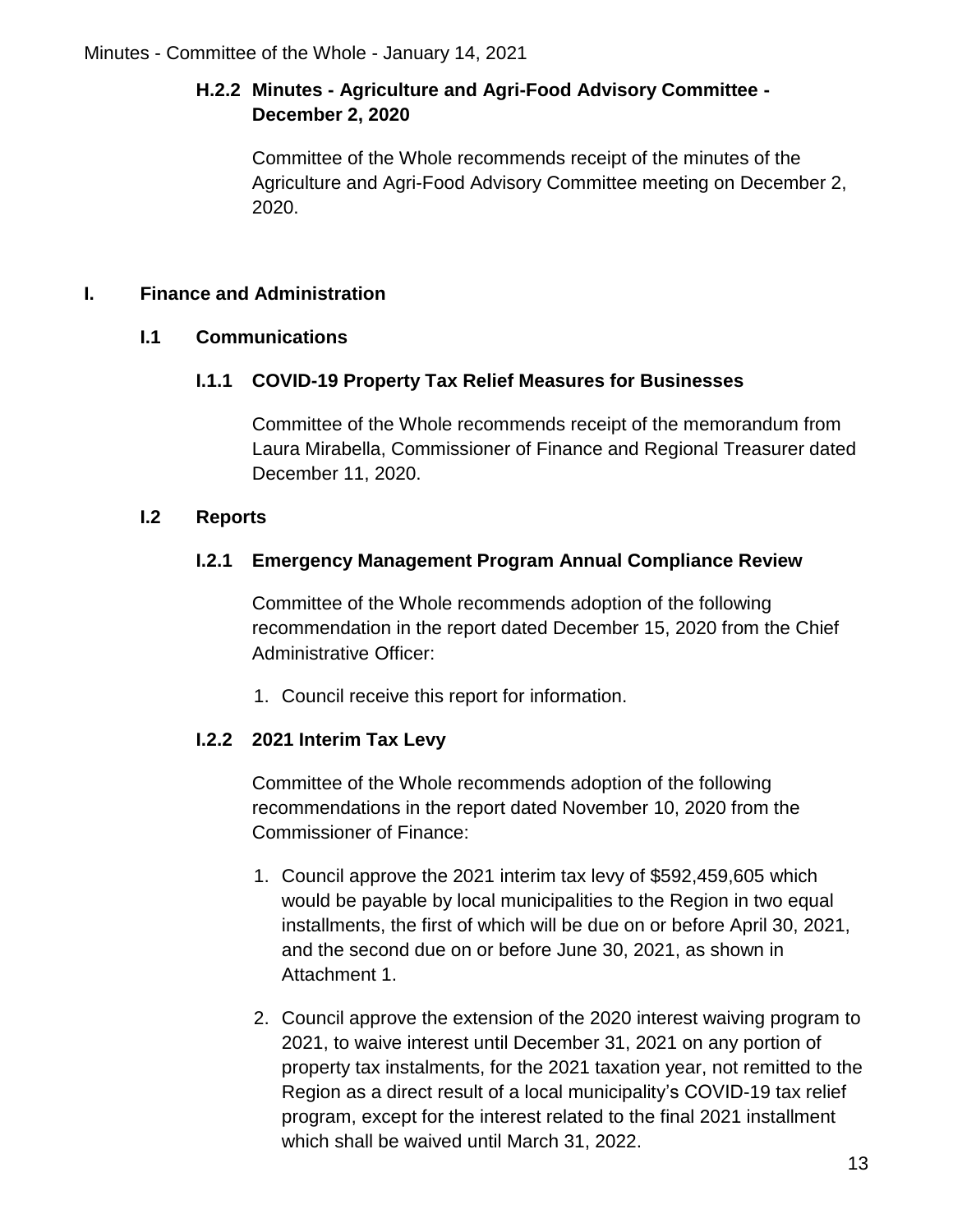### H.2.2 Minutes - Agriculture and Agri-Food Advisory Committee - December 2, 2020

Committee of the Whole recommends receipt of the minutes of the Agriculture and Agri-Food Advisory Committee meeting on December 2, 2020.

## I. Finance and Administration

### I.1 Communications

### I.1.1 COVID-19 Property Tax Relief Measures for Businesses

Committee of the Whole recommends receipt of the memorandum from Laura Mirabella, Commissioner of Finance and Regional Treasurer dated December 11, 2020.

### I.2 Reports

### I.2.1 Emergency Management Program Annual Compliance Review

Committee of the Whole recommends adoption of the following recommendation in the report dated December 15, 2020 from the Chief Administrative Officer:

1. Council receive this report for information.

### I.2.2 2021 Interim Tax Levy

Committee of the Whole recommends adoption of the following recommendations in the report dated November 10, 2020 from the Commissioner of Finance:

1. Council approve the 2021 interim tax levy of $592,459,605 which would be payable by local municipalities to the Region in two equal installments, the first of which will be due on or before April 30, 2021, and the second due on or before June 30, 2021, as shown in Attachment 1.
2. Council approve the extension of the 2020 interest waiving program to 2021, to waive interest until December 31, 2021 on any portion of property tax instalments, for the 2021 taxation year, not remitted to the Region as a direct result of a local municipality's COVID-19 tax relief program, except for the interest related to the final 2021 installment which shall be waived until March 31, 2022.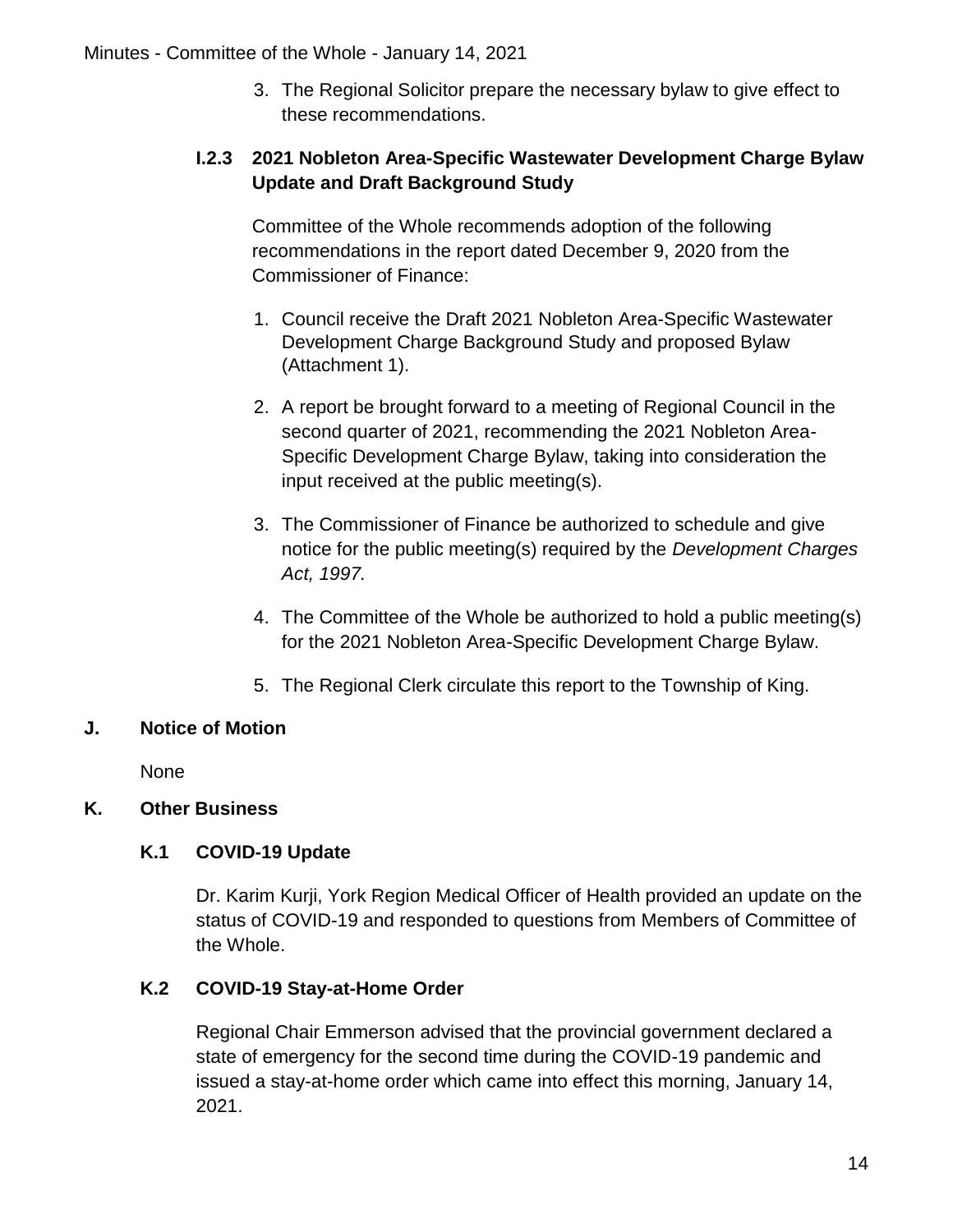3. The Regional Solicitor prepare the necessary bylaw to give effect to these recommendations.

### I.2.3 2021 Nobleton Area-Specific Wastewater Development Charge Bylaw Update and Draft Background Study

Committee of the Whole recommends adoption of the following recommendations in the report dated December 9, 2020 from the Commissioner of Finance:

1. Council receive the Draft 2021 Nobleton Area-Specific Wastewater Development Charge Background Study and proposed Bylaw (Attachment 1).
2. A report be brought forward to a meeting of Regional Council in the second quarter of 2021, recommending the 2021 Nobleton Area-Specific Development Charge Bylaw, taking into consideration the input received at the public meeting(s).
3. The Commissioner of Finance be authorized to schedule and give notice for the public meeting(s) required by the *Development Charges Act, 1997.*
4. The Committee of the Whole be authorized to hold a public meeting(s) for the 2021 Nobleton Area-Specific Development Charge Bylaw.
5. The Regional Clerk circulate this report to the Township of King.

## J. Notice of Motion

None

## K. Other Business

### K.1 COVID-19 Update

Dr. Karim Kurji, York Region Medical Officer of Health provided an update on the status of COVID-19 and responded to questions from Members of Committee of the Whole.

### K.2 COVID-19 Stay-at-Home Order

Regional Chair Emmerson advised that the provincial government declared a state of emergency for the second time during the COVID-19 pandemic and issued a stay-at-home order which came into effect this morning, January 14, 2021.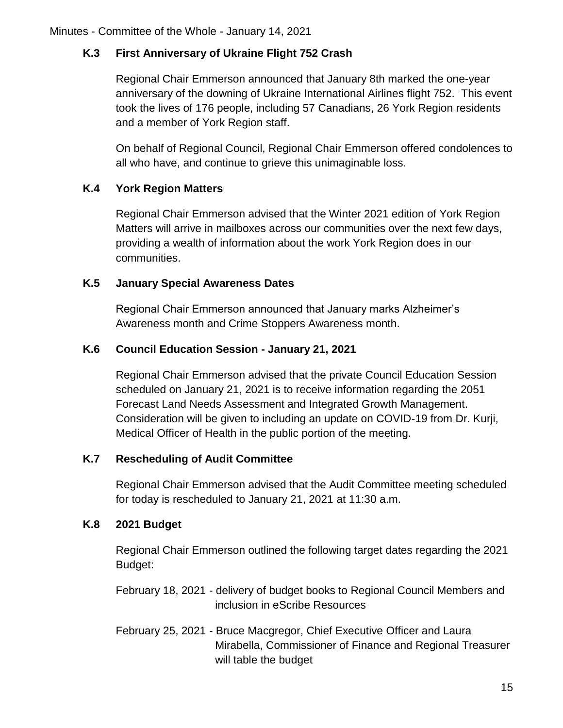### K.3 First Anniversary of Ukraine Flight 752 Crash

Regional Chair Emmerson announced that January 8th marked the one-year anniversary of the downing of Ukraine International Airlines flight 752. This event took the lives of 176 people, including 57 Canadians, 26 York Region residents and a member of York Region staff.

On behalf of Regional Council, Regional Chair Emmerson offered condolences to all who have, and continue to grieve this unimaginable loss.

### K.4 York Region Matters

Regional Chair Emmerson advised that the Winter 2021 edition of York Region Matters will arrive in mailboxes across our communities over the next few days, providing a wealth of information about the work York Region does in our communities.

### K.5 January Special Awareness Dates

Regional Chair Emmerson announced that January marks Alzheimer's Awareness month and Crime Stoppers Awareness month.

### K.6 Council Education Session - January 21, 2021

Regional Chair Emmerson advised that the private Council Education Session scheduled on January 21, 2021 is to receive information regarding the 2051 Forecast Land Needs Assessment and Integrated Growth Management. Consideration will be given to including an update on COVID-19 from Dr. Kurji, Medical Officer of Health in the public portion of the meeting.

### K.7 Rescheduling of Audit Committee

Regional Chair Emmerson advised that the Audit Committee meeting scheduled for today is rescheduled to January 21, 2021 at 11:30 a.m.

### K.8 2021 Budget

Regional Chair Emmerson outlined the following target dates regarding the 2021 Budget:

February 18, 2021 - delivery of budget books to Regional Council Members and inclusion in eScribe Resources

February 25, 2021 - Bruce Macgregor, Chief Executive Officer and Laura Mirabella, Commissioner of Finance and Regional Treasurer will table the budget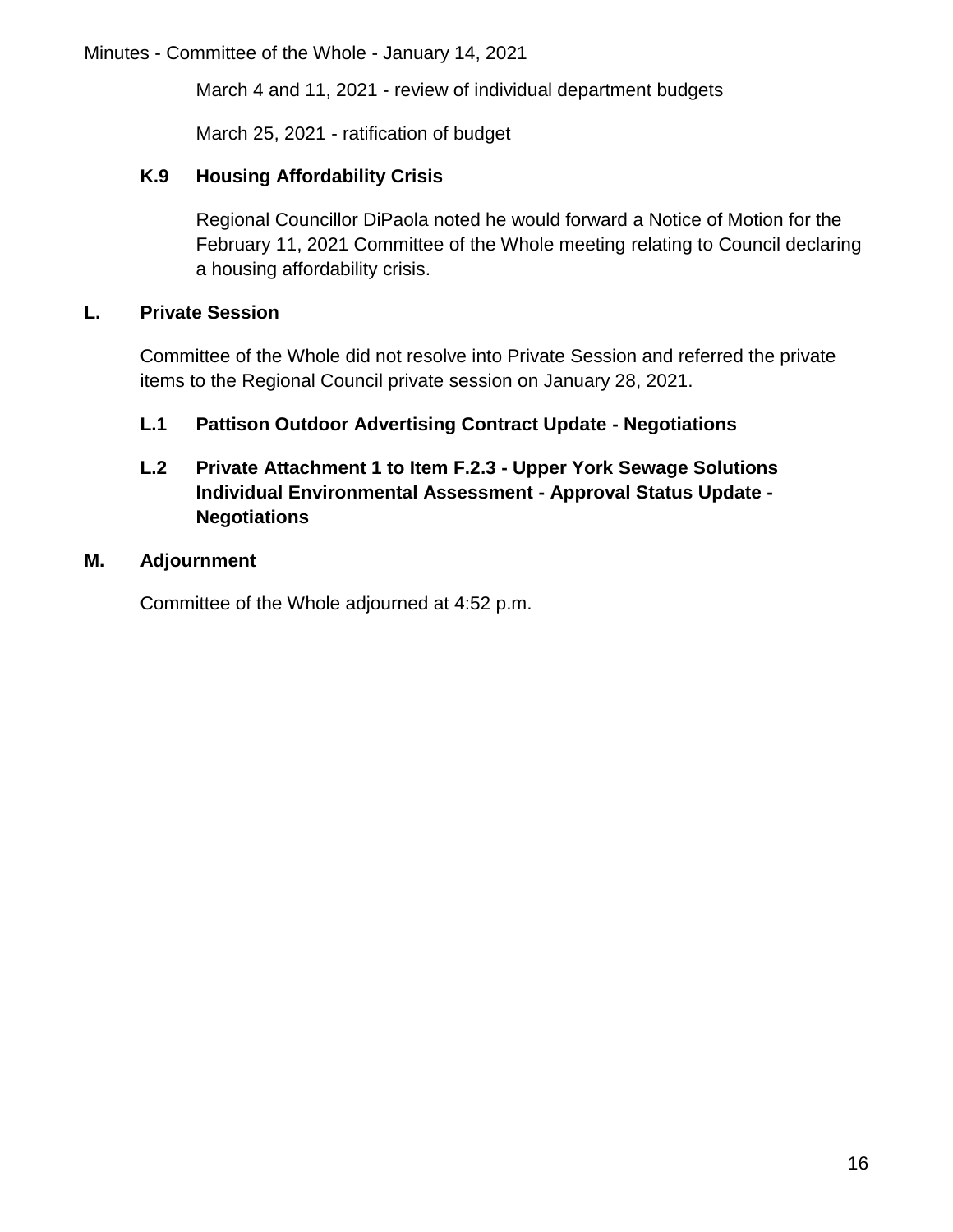March 4 and 11, 2021 - review of individual department budgets

March 25, 2021 - ratification of budget

### K.9 Housing Affordability Crisis

Regional Councillor DiPaola noted he would forward a Notice of Motion for the February 11, 2021 Committee of the Whole meeting relating to Council declaring a housing affordability crisis.

## L. Private Session

Committee of the Whole did not resolve into Private Session and referred the private items to the Regional Council private session on January 28, 2021.

### L.1 Pattison Outdoor Advertising Contract Update - Negotiations

### L.2 Private Attachment 1 to Item F.2.3 - Upper York Sewage Solutions Individual Environmental Assessment - Approval Status Update - Negotiations

## M. Adjournment

Committee of the Whole adjourned at 4:52 p.m.